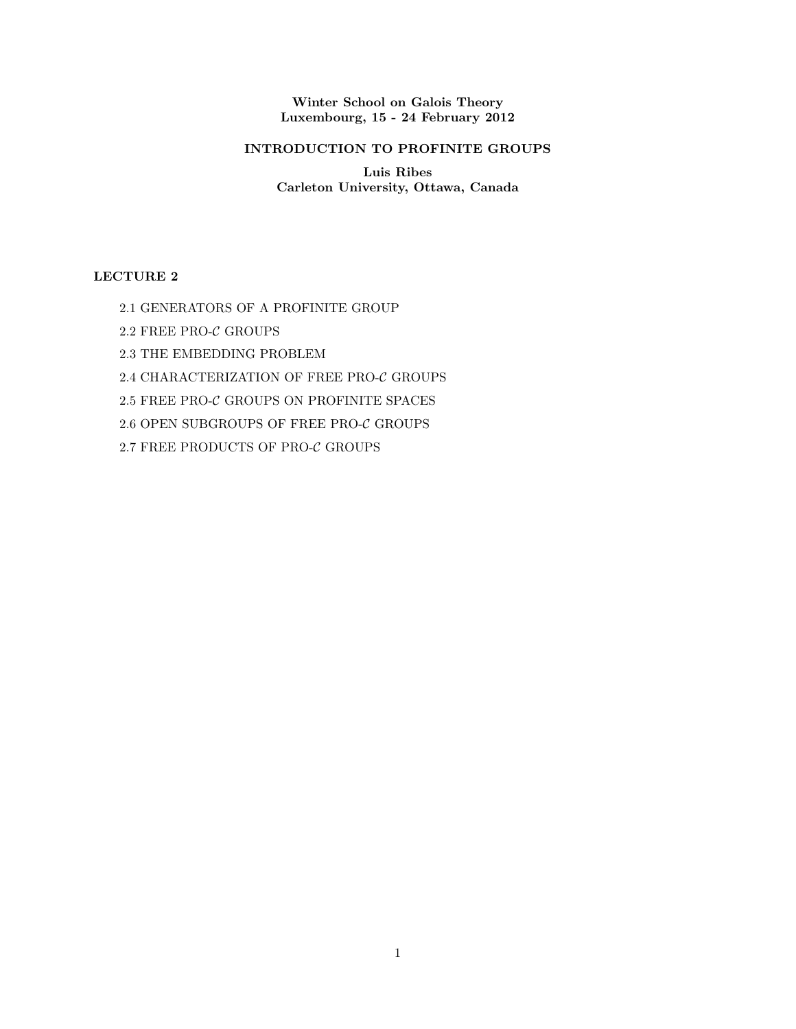**Winter School on Galois Theory**
**Luxembourg, 15 - 24 February 2012**

# INTRODUCTION TO PROFINITE GROUPS

**Luis Ribes**
**Carleton University, Ottawa, Canada**

## LECTURE 2

2.1 GENERATORS OF A PROFINITE GROUP

2.2 FREE PRO-$\mathcal{C}$ GROUPS

2.3 THE EMBEDDING PROBLEM

2.4 CHARACTERIZATION OF FREE PRO-$\mathcal{C}$ GROUPS

2.5 FREE PRO-$\mathcal{C}$ GROUPS ON PROFINITE SPACES

2.6 OPEN SUBGROUPS OF FREE PRO-$\mathcal{C}$ GROUPS

2.7 FREE PRODUCTS OF PRO-$\mathcal{C}$ GROUPS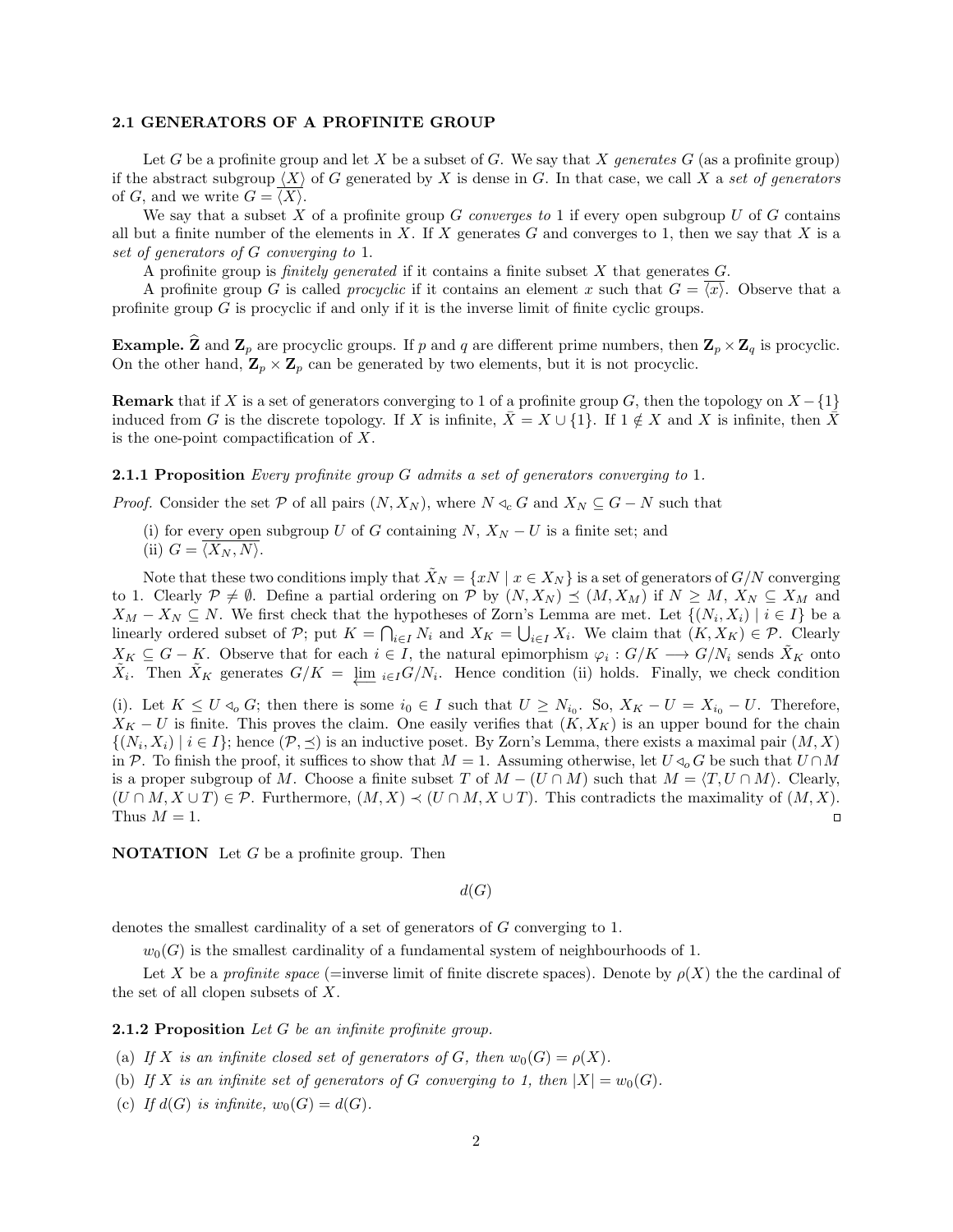### 2.1 GENERATORS OF A PROFINITE GROUP

Let $G$ be a profinite group and let $X$ be a subset of $G$. We say that $X$ *generates* $G$ (as a profinite group) if the abstract subgroup $\langle X\rangle$ of $G$ generated by $X$ is dense in $G$. In that case, we call $X$ a *set of generators* of $G$, and we write $G = \overline{\langle X\rangle}$.

We say that a subset $X$ of a profinite group $G$ *converges to* 1 if every open subgroup $U$ of $G$ contains all but a finite number of the elements in $X$. If $X$ generates $G$ and converges to 1, then we say that $X$ is a *set of generators of* $G$ *converging to 1*.

A profinite group is *finitely generated* if it contains a finite subset $X$ that generates $G$.

A profinite group $G$ is called *procyclic* if it contains an element $x$ such that $G = \overline{\langle x\rangle}$. Observe that a profinite group $G$ is procyclic if and only if it is the inverse limit of finite cyclic groups.

**Example.** $\widehat{\mathbf{Z}}$ and $\mathbf{Z}_p$ are procyclic groups. If $p$ and $q$ are different prime numbers, then $\mathbf{Z}_p \times \mathbf{Z}_q$ is procyclic. On the other hand, $\mathbf{Z}_p \times \mathbf{Z}_p$ can be generated by two elements, but it is not procyclic.

**Remark** that if $X$ is a set of generators converging to 1 of a profinite group $G$, then the topology on $X - \{1\}$ induced from $G$ is the discrete topology. If $X$ is infinite, $\bar{X} = X \cup \{1\}$. If $1 \notin X$ and $X$ is infinite, then $\bar{X}$ is the one-point compactification of $X$.

**2.1.1 Proposition** *Every profinite group $G$ admits a set of generators converging to* 1.

*Proof.* Consider the set $\mathcal{P}$ of all pairs $(N, X_N)$, where $N \triangleleft_c G$ and $X_N \subseteq G - N$ such that

(i) for every open subgroup $U$ of $G$ containing $N$, $X_N - U$ is a finite set; and
(ii) $G = \overline{\langle X_N, N\rangle}$.

Note that these two conditions imply that $\tilde{X}_N = \{xN \mid x \in X_N\}$ is a set of generators of $G/N$ converging to 1. Clearly $\mathcal{P} \neq \emptyset$. Define a partial ordering on $\mathcal{P}$ by $(N, X_N) \preceq (M, X_M)$ if $N \geq M$, $X_N \subseteq X_M$ and $X_M - X_N \subseteq N$. We first check that the hypotheses of Zorn's Lemma are met. Let $\{(N_i, X_i) \mid i \in I\}$ be a linearly ordered subset of $\mathcal{P}$; put $K = \bigcap_{i\in I} N_i$ and $X_K = \bigcup_{i \in I} X_i$. We claim that $(K, X_K) \in \mathcal{P}$. Clearly $X_K \subseteq G - K$. Observe that for each $i \in I$, the natural epimorphism $\varphi_i : G/K \longrightarrow G/N_i$ sends $\tilde{X}_K$ onto $\tilde{X}_i$. Then $\tilde{X}_K$ generates $G/K = \varprojlim_{i\in I} G/N_i$. Hence condition (ii) holds. Finally, we check condition (i). Let $K \leq U \triangleleft_o G$; then there is some $i_0 \in I$ such that $U \geq N_{i_0}$. So, $X_K - U = X_{i_0} - U$. Therefore, $X_K - U$ is finite. This proves the claim. One easily verifies that $(K, X_K)$ is an upper bound for the chain $\{(N_i, X_i) \mid i \in I\}$; hence $(\mathcal{P}, \preceq)$ is an inductive poset. By Zorn's Lemma, there exists a maximal pair $(M, X)$ in $\mathcal{P}$. To finish the proof, it suffices to show that $M = 1$. Assuming otherwise, let $U \triangleleft_o G$ be such that $U \cap M$ is a proper subgroup of $M$. Choose a finite subset $T$ of $M - (U \cap M)$ such that $M = \langle T, U \cap M\rangle$. Clearly, $(U \cap M, X \cup T) \in \mathcal{P}$. Furthermore, $(M, X) \prec (U \cap M, X \cup T)$. This contradicts the maximality of $(M, X)$. Thus $M = 1$. □

**NOTATION** Let $G$ be a profinite group. Then

$$d(G)$$

denotes the smallest cardinality of a set of generators of $G$ converging to 1.

$w_0(G)$ is the smallest cardinality of a fundamental system of neighbourhoods of 1.

Let $X$ be a *profinite space* (=inverse limit of finite discrete spaces). Denote by $\rho(X)$ the the cardinal of the set of all clopen subsets of $X$.

**2.1.2 Proposition** *Let $G$ be an infinite profinite group.*

(a) *If $X$ is an infinite closed set of generators of $G$, then $w_0(G) = \rho(X)$.*
(b) *If $X$ is an infinite set of generators of $G$ converging to 1, then $|X| = w_0(G)$.*
(c) *If $d(G)$ is infinite, $w_0(G) = d(G)$.*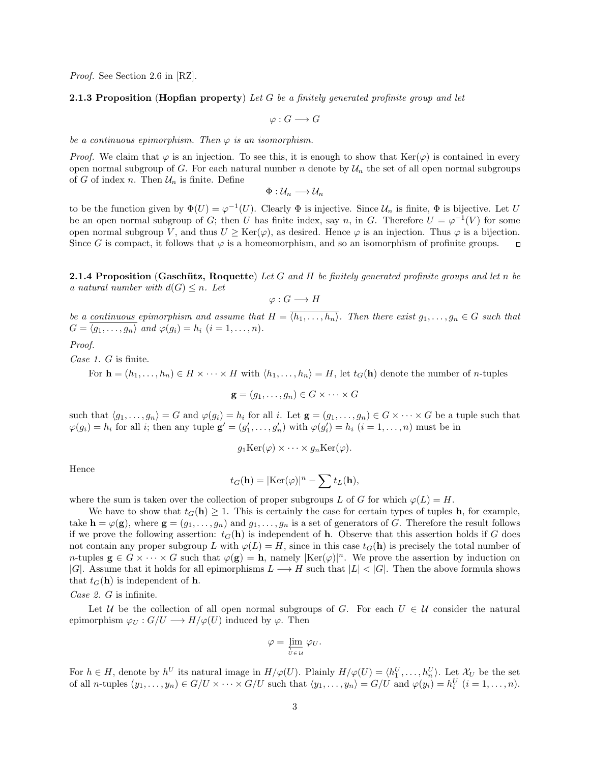*Proof.* See Section 2.6 in [RZ].

**2.1.3 Proposition** (**Hopfian property**) *Let $G$ be a finitely generated profinite group and let*

$$\varphi : G \longrightarrow G$$

*be a continuous epimorphism. Then $\varphi$ is an isomorphism.*

*Proof.* We claim that $\varphi$ is an injection. To see this, it is enough to show that $\mathrm{Ker}(\varphi)$ is contained in every open normal subgroup of $G$. For each natural number $n$ denote by $\mathcal{U}_n$ the set of all open normal subgroups of $G$ of index $n$. Then $\mathcal{U}_n$ is finite. Define

$$\Phi : \mathcal{U}_n \longrightarrow \mathcal{U}_n$$

to be the function given by $\Phi(U) = \varphi^{-1}(U)$. Clearly $\Phi$ is injective. Since $\mathcal{U}_n$ is finite, $\Phi$ is bijective. Let $U$ be an open normal subgroup of $G$; then $U$ has finite index, say $n$, in $G$. Therefore $U = \varphi^{-1}(V)$ for some open normal subgroup $V$, and thus $U \geq \mathrm{Ker}(\varphi)$, as desired. Hence $\varphi$ is an injection. Thus $\varphi$ is a bijection. Since $G$ is compact, it follows that $\varphi$ is a homeomorphism, and so an isomorphism of profinite groups. ◻

**2.1.4 Proposition** (**Gaschütz, Roquette**) *Let $G$ and $H$ be finitely generated profinite groups and let $n$ be a natural number with $d(G) \leq n$. Let*

$$\varphi : G \longrightarrow H$$

*be a* continuous *epimorphism and assume that $H = \overline{\langle h_1, \ldots, h_n \rangle}$. Then there exist $g_1, \ldots, g_n \in G$ such that $G = \overline{\langle g_1, \ldots, g_n \rangle}$ and $\varphi(g_i) = h_i$ $(i = 1, \ldots, n)$.*

*Proof.*

*Case 1. $G$ is finite.*

For $\mathbf{h} = (h_1, \ldots, h_n) \in H \times \cdots \times H$ with $\langle h_1, \ldots, h_n \rangle = H$, let $t_G(\mathbf{h})$ denote the number of $n$-tuples

$$\mathbf{g} = (g_1, \ldots, g_n) \in G \times \cdots \times G$$

such that $\langle g_1, \ldots, g_n \rangle = G$ and $\varphi(g_i) = h_i$ for all $i$. Let $\mathbf{g} = (g_1, \ldots, g_n) \in G \times \cdots \times G$ be a tuple such that $\varphi(g_i) = h_i$ for all $i$; then any tuple $\mathbf{g}' = (g'_1, \ldots, g'_n)$ with $\varphi(g'_i) = h_i$ $(i = 1, \ldots, n)$ must be in

$$g_1\mathrm{Ker}(\varphi) \times \cdots \times g_n\mathrm{Ker}(\varphi).$$

Hence

$$t_G(\mathbf{h}) = |\mathrm{Ker}(\varphi)|^n - \sum t_L(\mathbf{h}),$$

where the sum is taken over the collection of proper subgroups $L$ of $G$ for which $\varphi(L) = H$.

We have to show that $t_G(\mathbf{h}) \geq 1$. This is certainly the case for certain types of tuples $\mathbf{h}$, for example, take $\mathbf{h} = \varphi(\mathbf{g})$, where $\mathbf{g} = (g_1, \ldots, g_n)$ and $g_1, \ldots, g_n$ is a set of generators of $G$. Therefore the result follows if we prove the following assertion: $t_G(\mathbf{h})$ is independent of $\mathbf{h}$. Observe that this assertion holds if $G$ does not contain any proper subgroup $L$ with $\varphi(L) = H$, since in this case $t_G(\mathbf{h})$ is precisely the total number of $n$-tuples $\mathbf{g} \in G \times \cdots \times G$ such that $\varphi(\mathbf{g}) = \mathbf{h}$, namely $|\mathrm{Ker}(\varphi)|^n$. We prove the assertion by induction on $|G|$. Assume that it holds for all epimorphisms $L \longrightarrow H$ such that $|L| < |G|$. Then the above formula shows that $t_G(\mathbf{h})$ is independent of $\mathbf{h}$.

*Case 2. $G$ is infinite.*

Let $\mathcal{U}$ be the collection of all open normal subgroups of $G$. For each $U \in \mathcal{U}$ consider the natural epimorphism $\varphi_U : G/U \longrightarrow H/\varphi(U)$ induced by $\varphi$. Then

$$\varphi = \varprojlim_{U \in \mathcal{U}} \varphi_U.$$

For $h \in H$, denote by $h^U$ its natural image in $H/\varphi(U)$. Plainly $H/\varphi(U) = \langle h_1^U, \ldots, h_n^U \rangle$. Let $\mathcal{X}_U$ be the set of all $n$-tuples $(y_1, \ldots, y_n) \in G/U \times \cdots \times G/U$ such that $\langle y_1, \ldots, y_n \rangle = G/U$ and $\varphi(y_i) = h_i^U$ $(i = 1, \ldots, n)$.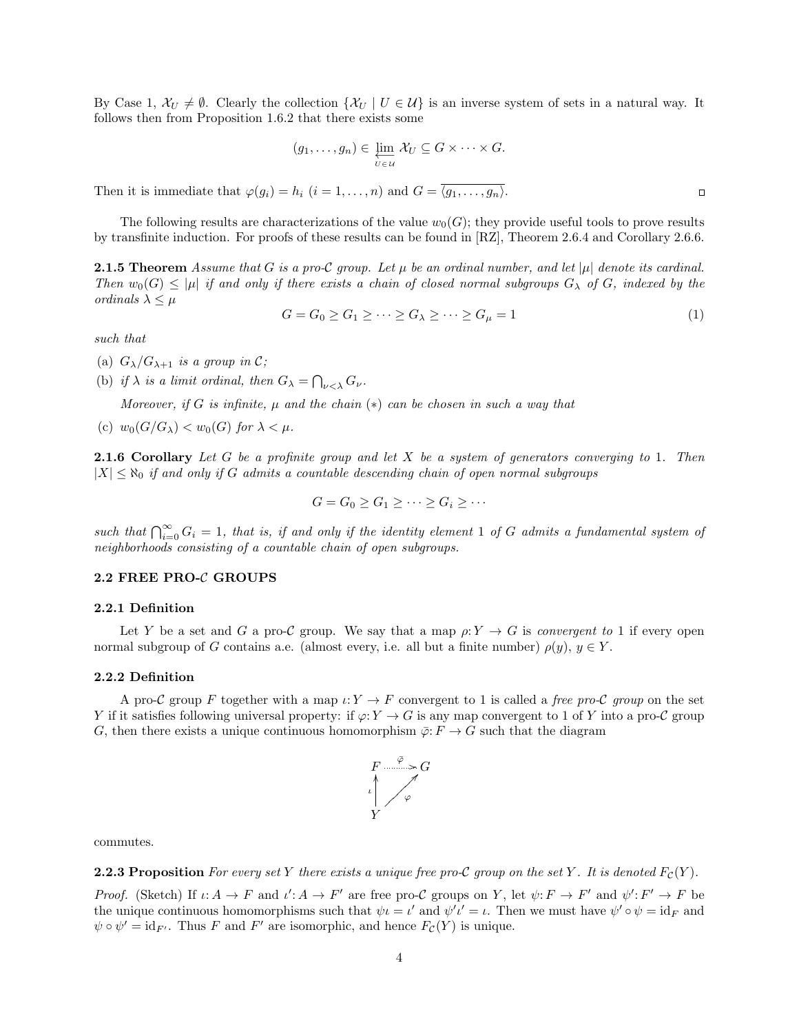By Case 1, $\mathcal{X}_U \neq \emptyset$. Clearly the collection $\{\mathcal{X}_U \mid U \in \mathcal{U}\}$ is an inverse system of sets in a natural way. It follows then from Proposition 1.6.2 that there exists some

$$(g_1, \ldots, g_n) \in \varprojlim_{U \in \mathcal{U}} \mathcal{X}_U \subseteq G \times \cdots \times G.$$

Then it is immediate that $\varphi(g_i) = h_i$ $(i = 1, \ldots, n)$ and $G = \overline{\langle g_1, \ldots, g_n \rangle}$. □

The following results are characterizations of the value $w_0(G)$; they provide useful tools to prove results by transfinite induction. For proofs of these results can be found in [RZ], Theorem 2.6.4 and Corollary 2.6.6.

**2.1.5 Theorem** *Assume that $G$ is a pro-$\mathcal{C}$ group. Let $\mu$ be an ordinal number, and let $|\mu|$ denote its cardinal. Then $w_0(G) \leq |\mu|$ if and only if there exists a chain of closed normal subgroups $G_\lambda$ of $G$, indexed by the ordinals $\lambda \leq \mu$*

$$G = G_0 \geq G_1 \geq \cdots \geq G_\lambda \geq \cdots \geq G_\mu = 1 \tag{1}$$

*such that*

(a) *$G_\lambda / G_{\lambda+1}$ is a group in $\mathcal{C}$;*

(b) *if $\lambda$ is a limit ordinal, then $G_\lambda = \bigcap_{\nu < \lambda} G_\nu$.*

*Moreover, if $G$ is infinite, $\mu$ and the chain $(*)$ can be chosen in such a way that*

(c) *$w_0(G/G_\lambda) < w_0(G)$ for $\lambda < \mu$.*

**2.1.6 Corollary** *Let $G$ be a profinite group and let $X$ be a system of generators converging to 1. Then $|X| \leq \aleph_0$ if and only if $G$ admits a countable descending chain of open normal subgroups*

$$G = G_0 \geq G_1 \geq \cdots \geq G_i \geq \cdots$$

*such that $\bigcap_{i=0}^{\infty} G_i = 1$, that is, if and only if the identity element 1 of $G$ admits a fundamental system of neighborhoods consisting of a countable chain of open subgroups.*

### 2.2 FREE PRO-$\mathcal{C}$ GROUPS

#### 2.2.1 Definition

Let $Y$ be a set and $G$ a pro-$\mathcal{C}$ group. We say that a map $\rho: Y \to G$ is *convergent to* 1 if every open normal subgroup of $G$ contains a.e. (almost every, i.e. all but a finite number) $\rho(y)$, $y \in Y$.

#### 2.2.2 Definition

A pro-$\mathcal{C}$ group $F$ together with a map $\iota: Y \to F$ convergent to 1 is called a *free pro-$\mathcal{C}$ group* on the set $Y$ if it satisfies following universal property: if $\varphi: Y \to G$ is any map convergent to 1 of $Y$ into a pro-$\mathcal{C}$ group $G$, then there exists a unique continuous homomorphism $\bar{\varphi}: F \to G$ such that the diagram

$$\begin{array}{ccc} F & \overset{\bar{\varphi}}{\dashrightarrow} & G \\ {\scriptstyle \iota}\uparrow & \nearrow{\scriptstyle \varphi} & \\ Y & & \end{array}$$

commutes.

**2.2.3 Proposition** *For every set $Y$ there exists a unique free pro-$\mathcal{C}$ group on the set $Y$. It is denoted $F_{\mathcal{C}}(Y)$.*

*Proof.* (Sketch) If $\iota: A \to F$ and $\iota': A \to F'$ are free pro-$\mathcal{C}$ groups on $Y$, let $\psi: F \to F'$ and $\psi': F' \to F$ be the unique continuous homomorphisms such that $\psi\iota = \iota'$ and $\psi'\iota' = \iota$. Then we must have $\psi' \circ \psi = \mathrm{id}_F$ and $\psi \circ \psi' = \mathrm{id}_{F'}$. Thus $F$ and $F'$ are isomorphic, and hence $F_{\mathcal{C}}(Y)$ is unique.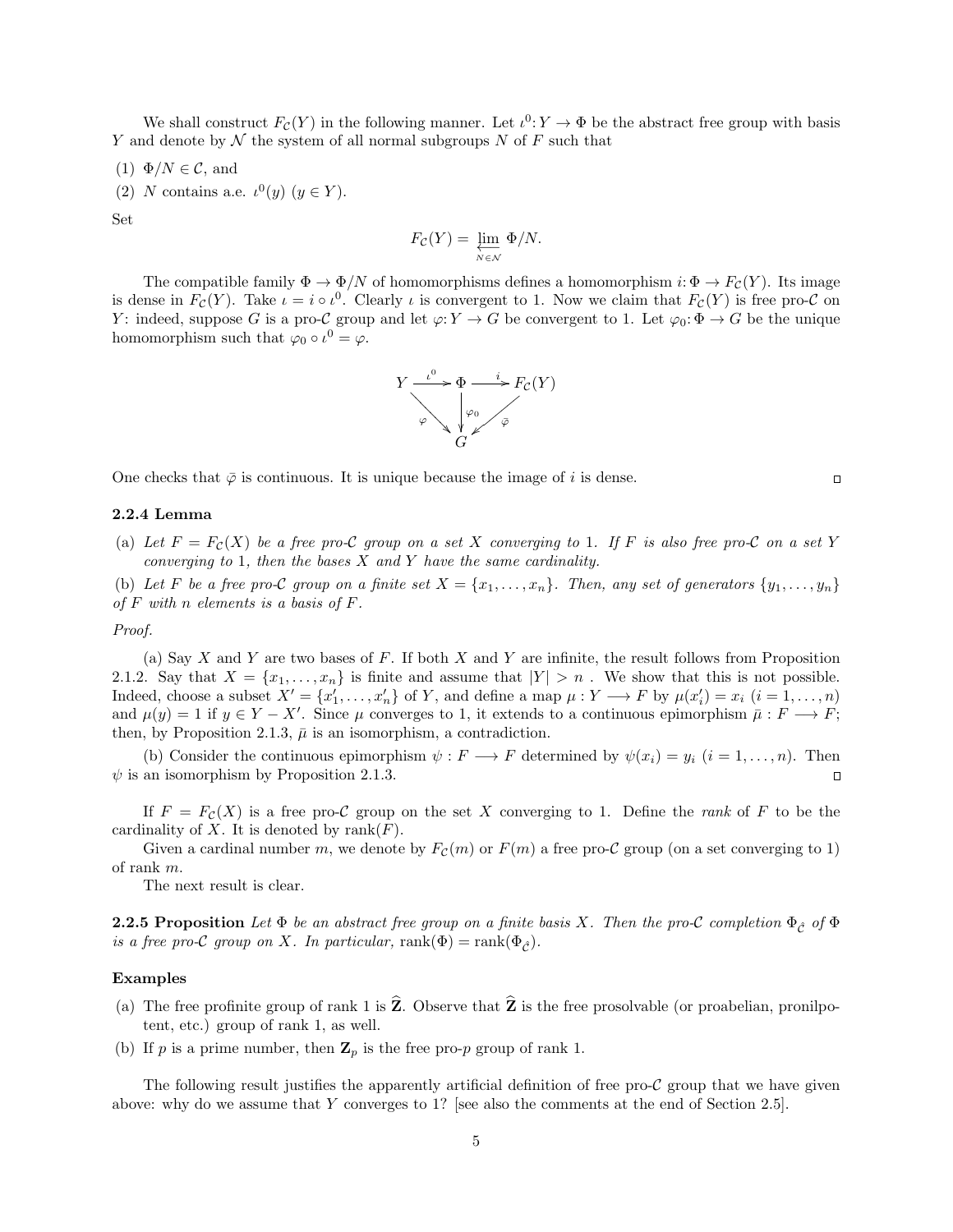We shall construct $F_{\mathcal{C}}(Y)$ in the following manner. Let $\iota^0 : Y \to \Phi$ be the abstract free group with basis $Y$ and denote by $\mathcal{N}$ the system of all normal subgroups $N$ of $F$ such that

(1) $\Phi/N \in \mathcal{C}$, and

(2) $N$ contains a.e. $\iota^0(y)$ $(y \in Y)$.

Set

$$F_{\mathcal{C}}(Y) = \varprojlim_{N \in \mathcal{N}} \Phi/N.$$

The compatible family $\Phi \to \Phi/N$ of homomorphisms defines a homomorphism $i : \Phi \to F_{\mathcal{C}}(Y)$. Its image is dense in $F_{\mathcal{C}}(Y)$. Take $\iota = i \circ \iota^0$. Clearly $\iota$ is convergent to 1. Now we claim that $F_{\mathcal{C}}(Y)$ is free pro-$\mathcal{C}$ on $Y$: indeed, suppose $G$ is a pro-$\mathcal{C}$ group and let $\varphi : Y \to G$ be convergent to 1. Let $\varphi_0 : \Phi \to G$ be the unique homomorphism such that $\varphi_0 \circ \iota^0 = \varphi$.

$$\begin{array}{ccccc} Y & \xrightarrow{\iota^0} & \Phi & \xrightarrow{i} & F_{\mathcal{C}}(Y) \\ & \searrow^{\varphi} & \downarrow^{\varphi_0} & \swarrow^{\bar{\varphi}} & \\ & & G & & \end{array}$$

One checks that $\bar{\varphi}$ is continuous. It is unique because the image of $i$ is dense. □

### 2.2.4 Lemma

(a) *Let $F = F_{\mathcal{C}}(X)$ be a free pro-$\mathcal{C}$ group on a set $X$ converging to 1. If $F$ is also free pro-$\mathcal{C}$ on a set $Y$ converging to 1, then the bases $X$ and $Y$ have the same cardinality.*

(b) *Let $F$ be a free pro-$\mathcal{C}$ group on a finite set $X = \{x_1, \ldots, x_n\}$. Then, any set of generators $\{y_1, \ldots, y_n\}$ of $F$ with $n$ elements is a basis of $F$.*

*Proof.*

(a) Say $X$ and $Y$ are two bases of $F$. If both $X$ and $Y$ are infinite, the result follows from Proposition 2.1.2. Say that $X = \{x_1, \ldots, x_n\}$ is finite and assume that $|Y| > n$ . We show that this is not possible. Indeed, choose a subset $X' = \{x'_1, \ldots, x'_n\}$ of $Y$, and define a map $\mu : Y \longrightarrow F$ by $\mu(x'_i) = x_i$ $(i = 1, \ldots, n)$ and $\mu(y) = 1$ if $y \in Y - X'$. Since $\mu$ converges to 1, it extends to a continuous epimorphism $\bar{\mu} : F \longrightarrow F$; then, by Proposition 2.1.3, $\bar{\mu}$ is an isomorphism, a contradiction.

(b) Consider the continuous epimorphism $\psi : F \longrightarrow F$ determined by $\psi(x_i) = y_i$ $(i = 1, \ldots, n)$. Then $\psi$ is an isomorphism by Proposition 2.1.3. □

If $F = F_{\mathcal{C}}(X)$ is a free pro-$\mathcal{C}$ group on the set $X$ converging to 1. Define the *rank* of $F$ to be the cardinality of $X$. It is denoted by $\mathrm{rank}(F)$.

Given a cardinal number $m$, we denote by $F_{\mathcal{C}}(m)$ or $F(m)$ a free pro-$\mathcal{C}$ group (on a set converging to 1) of rank $m$.

The next result is clear.

**2.2.5 Proposition** *Let $\Phi$ be an abstract free group on a finite basis $X$. Then the pro-$\mathcal{C}$ completion $\Phi_{\hat{\mathcal{C}}}$ of $\Phi$ is a free pro-$\mathcal{C}$ group on $X$. In particular,* $\mathrm{rank}(\Phi) = \mathrm{rank}(\Phi_{\hat{\mathcal{C}}})$.

### Examples

(a) The free profinite group of rank 1 is $\widehat{\mathbf{Z}}$. Observe that $\widehat{\mathbf{Z}}$ is the free prosolvable (or proabelian, pronilpotent, etc.) group of rank 1, as well.

(b) If $p$ is a prime number, then $\mathbf{Z}_p$ is the free pro-$p$ group of rank 1.

The following result justifies the apparently artificial definition of free pro-$\mathcal{C}$ group that we have given above: why do we assume that $Y$ converges to 1? [see also the comments at the end of Section 2.5].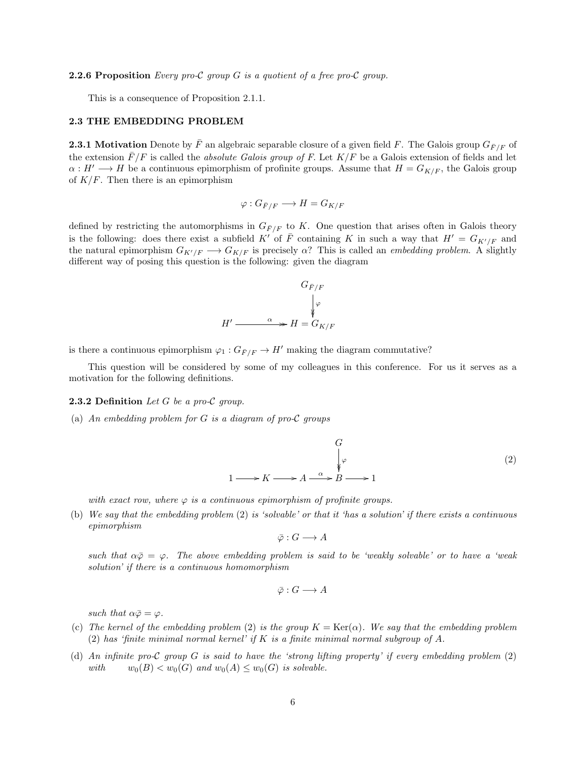**2.2.6 Proposition** *Every pro-$\mathcal{C}$ group $G$ is a quotient of a free pro-$\mathcal{C}$ group.*

This is a consequence of Proposition 2.1.1.

### 2.3 THE EMBEDDING PROBLEM

**2.3.1 Motivation** Denote by $\bar{F}$ an algebraic separable closure of a given field $F$. The Galois group $G_{\bar{F}/F}$ of the extension $\bar{F}/F$ is called the *absolute Galois group of $F$*. Let $K/F$ be a Galois extension of fields and let $\alpha : H' \longrightarrow H$ be a continuous epimorphism of profinite groups. Assume that $H = G_{K/F}$, the Galois group of $K/F$. Then there is an epimorphism

$$\varphi : G_{\bar{F}/F} \longrightarrow H = G_{K/F}$$

defined by restricting the automorphisms in $G_{\bar{F}/F}$ to $K$. One question that arises often in Galois theory is the following: does there exist a subfield $K'$ of $\bar{F}$ containing $K$ in such a way that $H' = G_{K'/F}$ and the natural epimorphism $G_{K'/F} \longrightarrow G_{K/F}$ is precisely $\alpha$? This is called an *embedding problem*. A slightly different way of posing this question is the following: given the diagram

$$\begin{array}{ccc} & & G_{\bar{F}/F} \\ & & \Big\downarrow{\scriptstyle\varphi} \\ H' & \xrightarrow{\ \alpha\ } & H = G_{K/F} \end{array}$$

is there a continuous epimorphism $\varphi_1 : G_{\bar{F}/F} \to H'$ making the diagram commutative?

This question will be considered by some of my colleagues in this conference. For us it serves as a motivation for the following definitions.

**2.3.2 Definition** *Let $G$ be a pro-$\mathcal{C}$ group.*

(a) *An embedding problem for $G$ is a diagram of pro-$\mathcal{C}$ groups*

$$\begin{array}{ccccccccc} & & & & & & G & & \\ & & & & & & \Big\downarrow{\scriptstyle\varphi} & & \\ 1 & \longrightarrow & K & \longrightarrow & A & \xrightarrow{\ \alpha\ } & B & \longrightarrow & 1 \end{array} \tag{2}$$

*with exact row, where $\varphi$ is a continuous epimorphism of profinite groups.*

(b) *We say that the embedding problem (2) is 'solvable' or that it 'has a solution' if there exists a continuous epimorphism*

$$\bar{\varphi} : G \longrightarrow A$$

*such that $\alpha\bar{\varphi} = \varphi$. The above embedding problem is said to be 'weakly solvable' or to have a 'weak solution' if there is a continuous homomorphism*

$$\bar{\varphi} : G \longrightarrow A$$

*such that $\alpha\bar{\varphi} = \varphi$.*

(c) *The kernel of the embedding problem (2) is the group $K = \mathrm{Ker}(\alpha)$. We say that the embedding problem (2) has 'finite minimal normal kernel' if $K$ is a finite minimal normal subgroup of $A$.*

(d) *An infinite pro-$\mathcal{C}$ group $G$ is said to have the 'strong lifting property' if every embedding problem (2) with $w_0(B) < w_0(G)$ and $w_0(A) \leq w_0(G)$ is solvable.*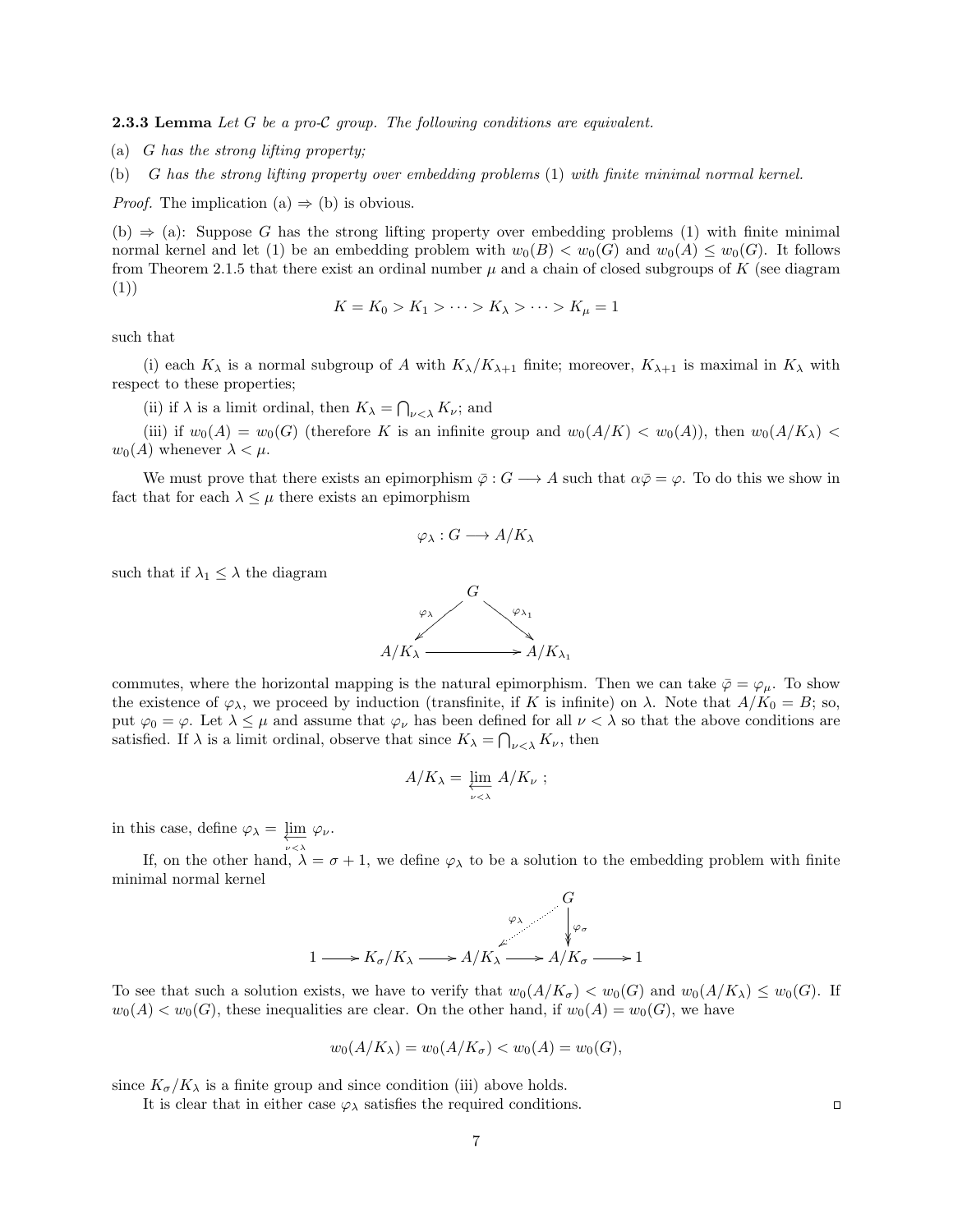**2.3.3 Lemma** *Let $G$ be a pro-$\mathcal{C}$ group. The following conditions are equivalent.*

(a) *$G$ has the strong lifting property;*

(b) *$G$ has the strong lifting property over embedding problems* (1) *with finite minimal normal kernel.*

*Proof.* The implication (a) $\Rightarrow$ (b) is obvious.

(b) $\Rightarrow$ (a): Suppose $G$ has the strong lifting property over embedding problems (1) with finite minimal normal kernel and let (1) be an embedding problem with $w_0(B) < w_0(G)$ and $w_0(A) \leq w_0(G)$. It follows from Theorem 2.1.5 that there exist an ordinal number $\mu$ and a chain of closed subgroups of $K$ (see diagram (1))

$$K = K_0 > K_1 > \cdots > K_\lambda > \cdots > K_\mu = 1$$

such that

(i) each $K_\lambda$ is a normal subgroup of $A$ with $K_\lambda/K_{\lambda+1}$ finite; moreover, $K_{\lambda+1}$ is maximal in $K_\lambda$ with respect to these properties;

(ii) if $\lambda$ is a limit ordinal, then $K_\lambda = \bigcap_{\nu<\lambda} K_\nu$; and

(iii) if $w_0(A) = w_0(G)$ (therefore $K$ is an infinite group and $w_0(A/K) < w_0(A)$), then $w_0(A/K_\lambda) < w_0(A)$ whenever $\lambda < \mu$.

We must prove that there exists an epimorphism $\bar{\varphi} : G \longrightarrow A$ such that $\alpha\bar{\varphi} = \varphi$. To do this we show in fact that for each $\lambda \leq \mu$ there exists an epimorphism

$$\varphi_\lambda : G \longrightarrow A/K_\lambda$$

such that if $\lambda_1 \leq \lambda$ the diagram

$$\begin{array}{ccc} & G & \\ {\scriptstyle \varphi_\lambda} \swarrow & & \searrow {\scriptstyle \varphi_{\lambda_1}} \\ A/K_\lambda & \longrightarrow & A/K_{\lambda_1} \end{array}$$

commutes, where the horizontal mapping is the natural epimorphism. Then we can take $\bar{\varphi} = \varphi_\mu$. To show the existence of $\varphi_\lambda$, we proceed by induction (transfinite, if $K$ is infinite) on $\lambda$. Note that $A/K_0 = B$; so, put $\varphi_0 = \varphi$. Let $\lambda \leq \mu$ and assume that $\varphi_\nu$ has been defined for all $\nu < \lambda$ so that the above conditions are satisfied. If $\lambda$ is a limit ordinal, observe that since $K_\lambda = \bigcap_{\nu<\lambda} K_\nu$, then

$$A/K_\lambda = \varprojlim_{\nu<\lambda} A/K_\nu \ ;$$

in this case, define $\varphi_\lambda = \varprojlim_{\nu<\lambda} \varphi_\nu$.

If, on the other hand, $\lambda = \sigma + 1$, we define $\varphi_\lambda$ to be a solution to the embedding problem with finite minimal normal kernel

$$\begin{array}{ccccccccc} & & & & & & G & & \\ & & & & & {\scriptstyle \varphi_\lambda} \swarrow & \downarrow {\scriptstyle \varphi_\sigma} & & \\ 1 & \longrightarrow & K_\sigma/K_\lambda & \longrightarrow & A/K_\lambda & \longrightarrow & A/K_\sigma & \longrightarrow & 1 \end{array}$$

To see that such a solution exists, we have to verify that $w_0(A/K_\sigma) < w_0(G)$ and $w_0(A/K_\lambda) \leq w_0(G)$. If $w_0(A) < w_0(G)$, these inequalities are clear. On the other hand, if $w_0(A) = w_0(G)$, we have

$$w_0(A/K_\lambda) = w_0(A/K_\sigma) < w_0(A) = w_0(G),$$

since $K_\sigma/K_\lambda$ is a finite group and since condition (iii) above holds.

It is clear that in either case $\varphi_\lambda$ satisfies the required conditions. $\square$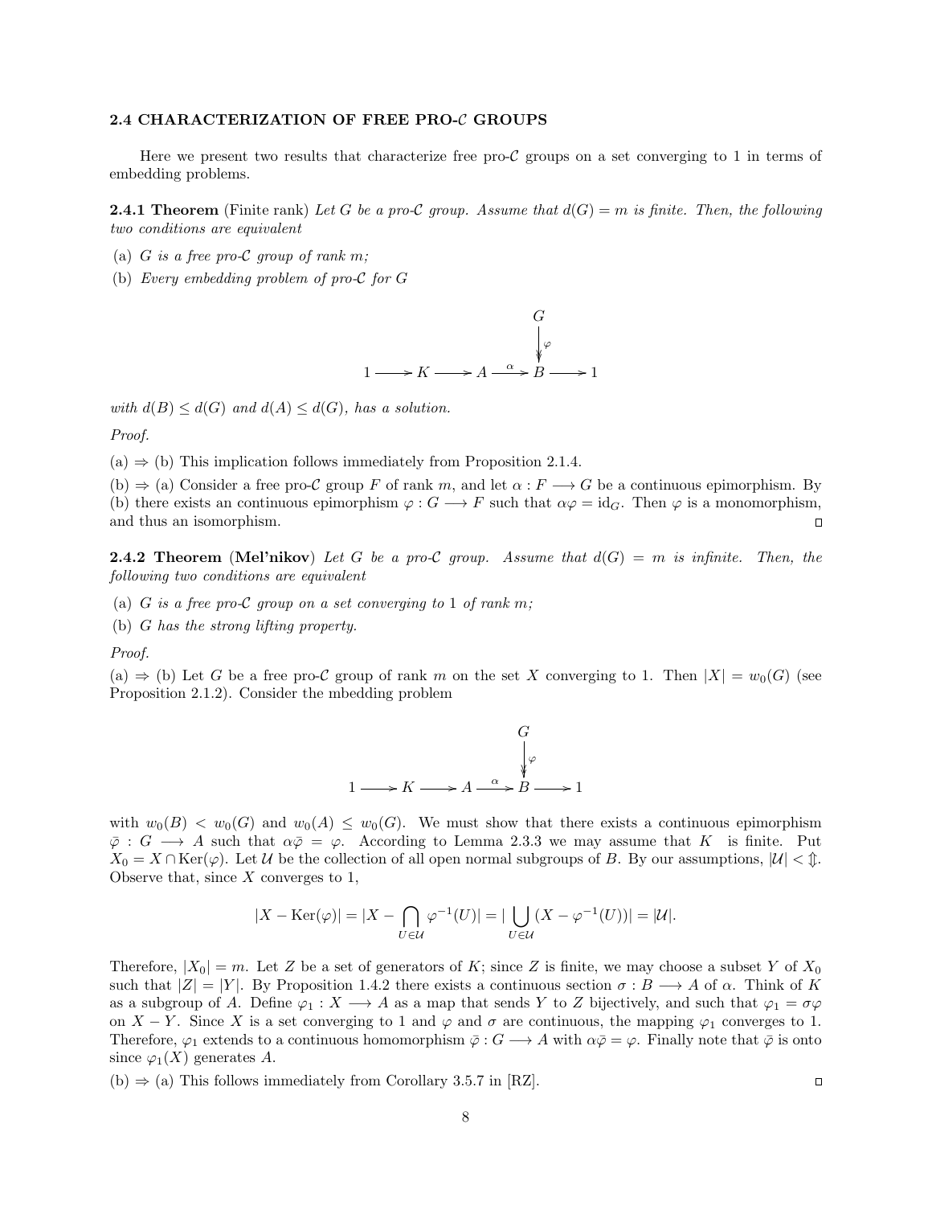## 2.4 CHARACTERIZATION OF FREE PRO-$\mathcal{C}$ GROUPS

Here we present two results that characterize free pro-$\mathcal{C}$ groups on a set converging to 1 in terms of embedding problems.

**2.4.1 Theorem** (Finite rank) *Let $G$ be a pro-$\mathcal{C}$ group. Assume that $d(G) = m$ is finite. Then, the following two conditions are equivalent*

(a) *$G$ is a free pro-$\mathcal{C}$ group of rank $m$;*

(b) *Every embedding problem of pro-$\mathcal{C}$ for $G$*

$$\begin{array}{ccccccccc} & & & & & & G & & \\ & & & & & & \downarrow{\scriptstyle\varphi} & & \\ 1 & \longrightarrow & K & \longrightarrow & A & \overset{\alpha}{\longrightarrow} & B & \longrightarrow & 1 \end{array}$$

*with $d(B) \leq d(G)$ and $d(A) \leq d(G)$, has a solution.*

*Proof.*

(a) $\Rightarrow$ (b) This implication follows immediately from Proposition 2.1.4.

(b) $\Rightarrow$ (a) Consider a free pro-$\mathcal{C}$ group $F$ of rank $m$, and let $\alpha : F \longrightarrow G$ be a continuous epimorphism. By (b) there exists an continuous epimorphism $\varphi : G \longrightarrow F$ such that $\alpha\varphi = \mathrm{id}_G$. Then $\varphi$ is a monomorphism, and thus an isomorphism. □

**2.4.2 Theorem** (**Mel'nikov**) *Let $G$ be a pro-$\mathcal{C}$ group. Assume that $d(G) = m$ is infinite. Then, the following two conditions are equivalent*

(a) *$G$ is a free pro-$\mathcal{C}$ group on a set converging to 1 of rank $m$;*

(b) *$G$ has the strong lifting property.*

*Proof.*

(a) $\Rightarrow$ (b) Let $G$ be a free pro-$\mathcal{C}$ group of rank $m$ on the set $X$ converging to 1. Then $|X| = w_0(G)$ (see Proposition 2.1.2). Consider the mbedding problem

$$\begin{array}{ccccccccc} & & & & & & G & & \\ & & & & & & \downarrow{\scriptstyle\varphi} & & \\ 1 & \longrightarrow & K & \longrightarrow & A & \overset{\alpha}{\longrightarrow} & B & \longrightarrow & 1 \end{array}$$

with $w_0(B) < w_0(G)$ and $w_0(A) \leq w_0(G)$. We must show that there exists a continuous epimorphism $\bar{\varphi} : G \longrightarrow A$ such that $\alpha\bar{\varphi} = \varphi$. According to Lemma 2.3.3 we may assume that $K$ is finite. Put $X_0 = X \cap \mathrm{Ker}(\varphi)$. Let $\mathcal{U}$ be the collection of all open normal subgroups of $B$. By our assumptions, $|\mathcal{U}| < ⇕$. Observe that, since $X$ converges to 1,

$$|X - \mathrm{Ker}(\varphi)| = |X - \bigcap_{U \in \mathcal{U}} \varphi^{-1}(U)| = |\bigcup_{U \in \mathcal{U}} (X - \varphi^{-1}(U))| = |\mathcal{U}|.$$

Therefore, $|X_0| = m$. Let $Z$ be a set of generators of $K$; since $Z$ is finite, we may choose a subset $Y$ of $X_0$ such that $|Z| = |Y|$. By Proposition 1.4.2 there exists a continuous section $\sigma : B \longrightarrow A$ of $\alpha$. Think of $K$ as a subgroup of $A$. Define $\varphi_1 : X \longrightarrow A$ as a map that sends $Y$ to $Z$ bijectively, and such that $\varphi_1 = \sigma\varphi$ on $X - Y$. Since $X$ is a set converging to 1 and $\varphi$ and $\sigma$ are continuous, the mapping $\varphi_1$ converges to 1. Therefore, $\varphi_1$ extends to a continuous homomorphism $\bar{\varphi} : G \longrightarrow A$ with $\alpha\bar{\varphi} = \varphi$. Finally note that $\bar{\varphi}$ is onto since $\varphi_1(X)$ generates $A$.

(b) $\Rightarrow$ (a) This follows immediately from Corollary 3.5.7 in [RZ]. □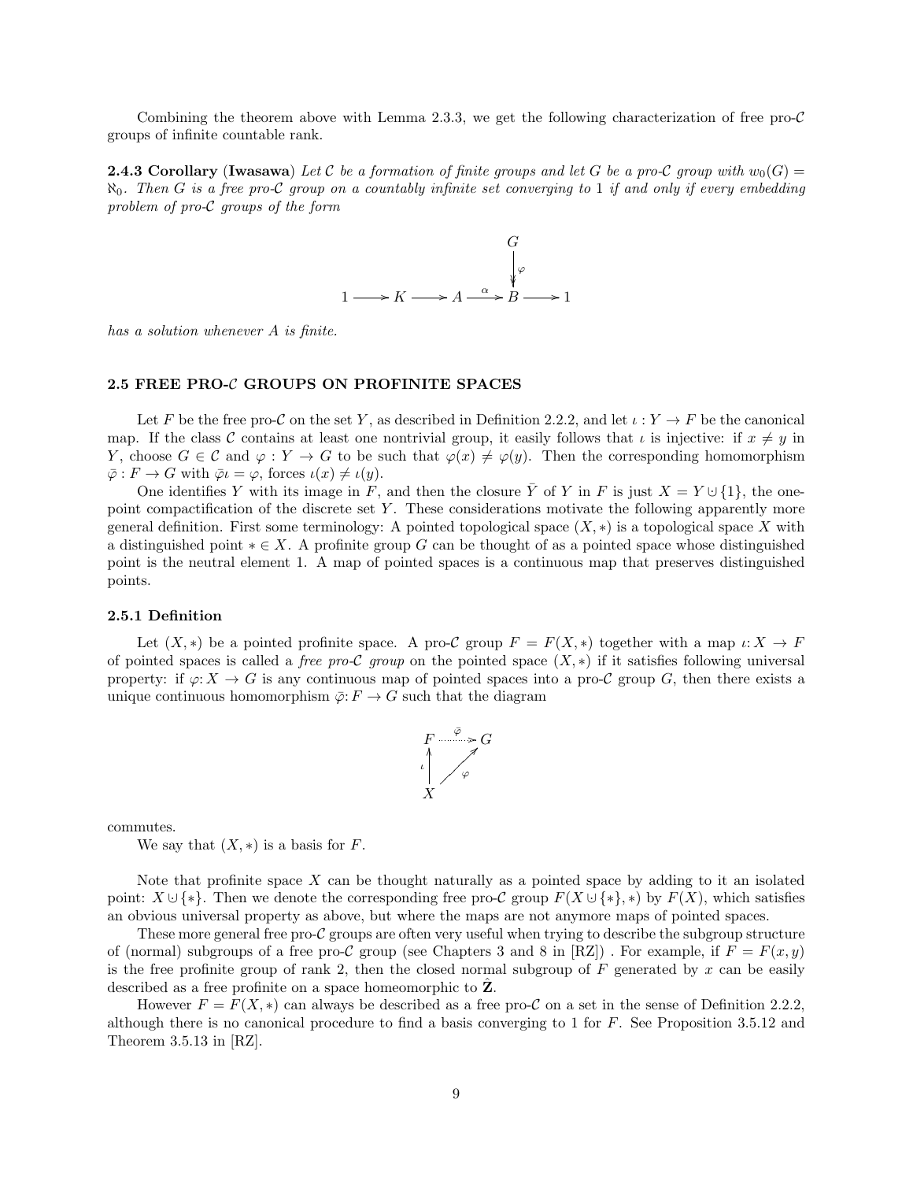Combining the theorem above with Lemma 2.3.3, we get the following characterization of free pro-$\mathcal{C}$ groups of infinite countable rank.

**2.4.3 Corollary** (**Iwasawa**) *Let $\mathcal{C}$ be a formation of finite groups and let $G$ be a pro-$\mathcal{C}$ group with $w_0(G) = \aleph_0$. Then $G$ is a free pro-$\mathcal{C}$ group on a countably infinite set converging to 1 if and only if every embedding problem of pro-$\mathcal{C}$ groups of the form*

$$\begin{array}{ccccccccc} & & & & & & G & & \\ & & & & & & \downarrow{\scriptstyle \varphi} & & \\ 1 & \longrightarrow & K & \longrightarrow & A & \xrightarrow{\alpha} & B & \longrightarrow & 1 \end{array}$$

*has a solution whenever $A$ is finite.*

## 2.5 FREE PRO-$\mathcal{C}$ GROUPS ON PROFINITE SPACES

Let $F$ be the free pro-$\mathcal{C}$ on the set $Y$, as described in Definition 2.2.2, and let $\iota : Y \to F$ be the canonical map. If the class $\mathcal{C}$ contains at least one nontrivial group, it easily follows that $\iota$ is injective: if $x \neq y$ in $Y$, choose $G \in \mathcal{C}$ and $\varphi : Y \to G$ to be such that $\varphi(x) \neq \varphi(y)$. Then the corresponding homomorphism $\bar{\varphi} : F \to G$ with $\bar{\varphi}\iota = \varphi$, forces $\iota(x) \neq \iota(y)$.

One identifies $Y$ with its image in $F$, and then the closure $\bar{Y}$ of $Y$ in $F$ is just $X = Y \,\dot\cup\, \{1\}$, the one-point compactification of the discrete set $Y$. These considerations motivate the following apparently more general definition. First some terminology: A pointed topological space $(X, *)$ is a topological space $X$ with a distinguished point $* \in X$. A profinite group $G$ can be thought of as a pointed space whose distinguished point is the neutral element 1. A map of pointed spaces is a continuous map that preserves distinguished points.

### 2.5.1 Definition

Let $(X, *)$ be a pointed profinite space. A pro-$\mathcal{C}$ group $F = F(X, *)$ together with a map $\iota \colon X \to F$ of pointed spaces is called a *free pro-$\mathcal{C}$ group* on the pointed space $(X, *)$ if it satisfies following universal property: if $\varphi \colon X \to G$ is any continuous map of pointed spaces into a pro-$\mathcal{C}$ group $G$, then there exists a unique continuous homomorphism $\bar{\varphi} \colon F \to G$ such that the diagram

$$\begin{array}{ccc} F & \overset{\bar{\varphi}}{\dashrightarrow} & G \\ {\scriptstyle \iota}\uparrow & \nearrow{\scriptstyle \varphi} & \\ X & & \end{array}$$

commutes.

We say that $(X, *)$ is a basis for $F$.

Note that profinite space $X$ can be thought naturally as a pointed space by adding to it an isolated point: $X \,\dot\cup\, \{*\}$. Then we denote the corresponding free pro-$\mathcal{C}$ group $F(X \,\dot\cup\, \{*\}, *)$ by $F(X)$, which satisfies an obvious universal property as above, but where the maps are not anymore maps of pointed spaces.

These more general free pro-$\mathcal{C}$ groups are often very useful when trying to describe the subgroup structure of (normal) subgroups of a free pro-$\mathcal{C}$ group (see Chapters 3 and 8 in [RZ]) . For example, if $F = F(x, y)$ is the free profinite group of rank 2, then the closed normal subgroup of $F$ generated by $x$ can be easily described as a free profinite on a space homeomorphic to $\hat{\mathbf{Z}}$.

However $F = F(X, *)$ can always be described as a free pro-$\mathcal{C}$ on a set in the sense of Definition 2.2.2, although there is no canonical procedure to find a basis converging to 1 for $F$. See Proposition 3.5.12 and Theorem 3.5.13 in [RZ].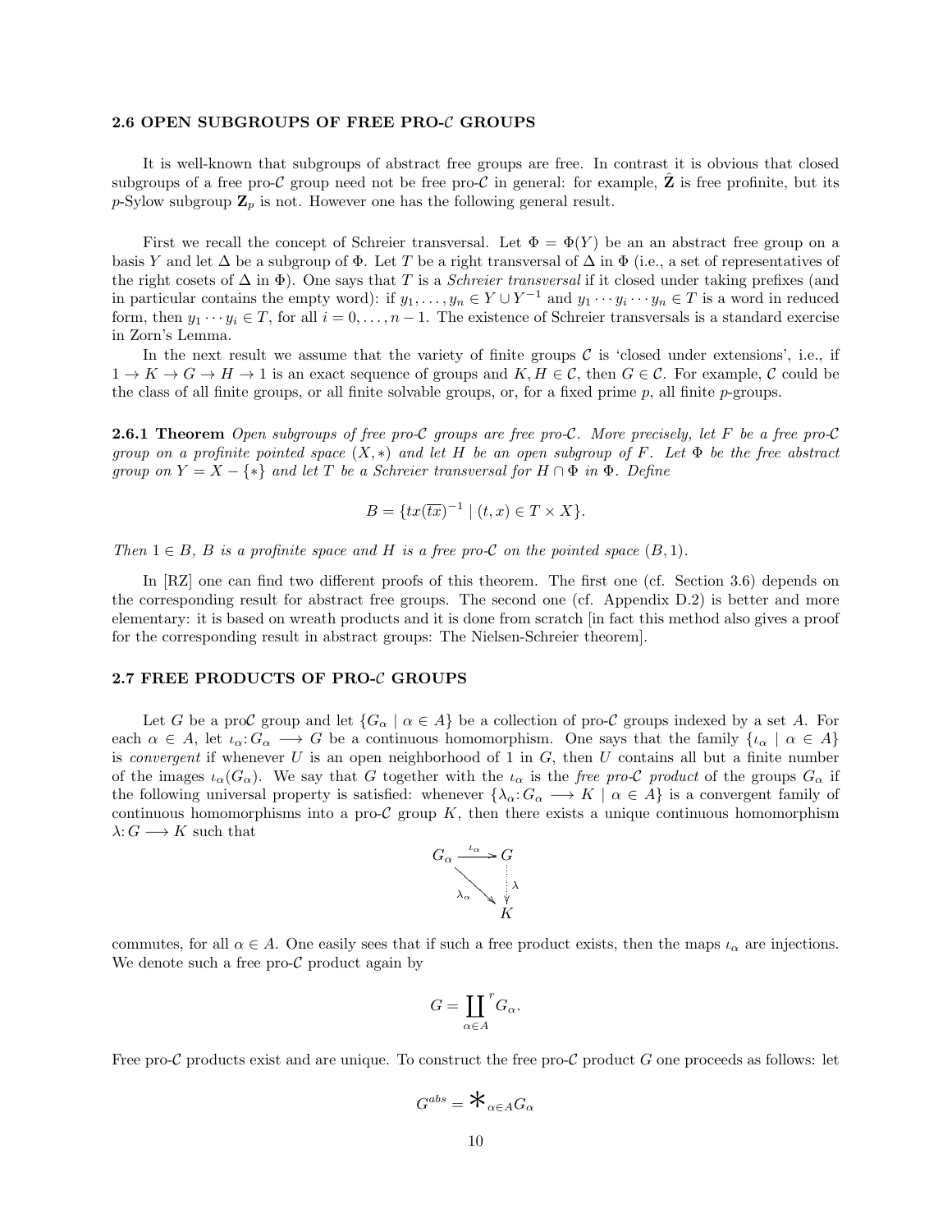### 2.6 OPEN SUBGROUPS OF FREE PRO-$\mathcal{C}$ GROUPS

It is well-known that subgroups of abstract free groups are free. In contrast it is obvious that closed subgroups of a free pro-$\mathcal{C}$ group need not be free pro-$\mathcal{C}$ in general: for example, $\hat{\mathbf{Z}}$ is free profinite, but its $p$-Sylow subgroup $\mathbf{Z}_p$ is not. However one has the following general result.

First we recall the concept of Schreier transversal. Let $\Phi = \Phi(Y)$ be an an abstract free group on a basis $Y$ and let $\Delta$ be a subgroup of $\Phi$. Let $T$ be a right transversal of $\Delta$ in $\Phi$ (i.e., a set of representatives of the right cosets of $\Delta$ in $\Phi$). One says that $T$ is a *Schreier transversal* if it closed under taking prefixes (and in particular contains the empty word): if $y_1, \dots, y_n \in Y \cup Y^{-1}$ and $y_1 \cdots y_i \cdots y_n \in T$ is a word in reduced form, then $y_1 \cdots y_i \in T$, for all $i = 0, \dots, n-1$. The existence of Schreier transversals is a standard exercise in Zorn's Lemma.

In the next result we assume that the variety of finite groups $\mathcal{C}$ is 'closed under extensions', i.e., if $1 \to K \to G \to H \to 1$ is an exact sequence of groups and $K, H \in \mathcal{C}$, then $G \in \mathcal{C}$. For example, $\mathcal{C}$ could be the class of all finite groups, or all finite solvable groups, or, for a fixed prime $p$, all finite $p$-groups.

**2.6.1 Theorem** *Open subgroups of free pro-$\mathcal{C}$ groups are free pro-$\mathcal{C}$. More precisely, let $F$ be a free pro-$\mathcal{C}$ group on a profinite pointed space $(X, *)$ and let $H$ be an open subgroup of $F$. Let $\Phi$ be the free abstract group on $Y = X - \{*\}$ and let $T$ be a Schreier transversal for $H \cap \Phi$ in $\Phi$. Define*

$$B = \{tx(\overline{tx})^{-1} \mid (t, x) \in T \times X\}.$$

*Then $1 \in B$, $B$ is a profinite space and $H$ is a free pro-$\mathcal{C}$ on the pointed space $(B, 1)$.*

In [RZ] one can find two different proofs of this theorem. The first one (cf. Section 3.6) depends on the corresponding result for abstract free groups. The second one (cf. Appendix D.2) is better and more elementary: it is based on wreath products and it is done from scratch [in fact this method also gives a proof for the corresponding result in abstract groups: The Nielsen-Schreier theorem].

### 2.7 FREE PRODUCTS OF PRO-$\mathcal{C}$ GROUPS

Let $G$ be a pro$\mathcal{C}$ group and let $\{G_\alpha \mid \alpha \in A\}$ be a collection of pro-$\mathcal{C}$ groups indexed by a set $A$. For each $\alpha \in A$, let $\iota_\alpha : G_\alpha \longrightarrow G$ be a continuous homomorphism. One says that the family $\{\iota_\alpha \mid \alpha \in A\}$ is *convergent* if whenever $U$ is an open neighborhood of 1 in $G$, then $U$ contains all but a finite number of the images $\iota_\alpha(G_\alpha)$. We say that $G$ together with the $\iota_\alpha$ is the *free pro-$\mathcal{C}$ product* of the groups $G_\alpha$ if the following universal property is satisfied: whenever $\{\lambda_\alpha : G_\alpha \longrightarrow K \mid \alpha \in A\}$ is a convergent family of continuous homomorphisms into a pro-$\mathcal{C}$ group $K$, then there exists a unique continuous homomorphism $\lambda : G \longrightarrow K$ such that

$$\begin{array}{ccc} G_\alpha & \xrightarrow{\iota_\alpha} & G \\ & \searrow^{\lambda_\alpha} & \downarrow \lambda \\ & & K \end{array}$$

commutes, for all $\alpha \in A$. One easily sees that if such a free product exists, then the maps $\iota_\alpha$ are injections. We denote such a free pro-$\mathcal{C}$ product again by

$$G = \coprod_{\alpha \in A}{}^{r} G_\alpha.$$

Free pro-$\mathcal{C}$ products exist and are unique. To construct the free pro-$\mathcal{C}$ product $G$ one proceeds as follows: let

$$G^{abs} = \ast_{\alpha \in A} G_\alpha$$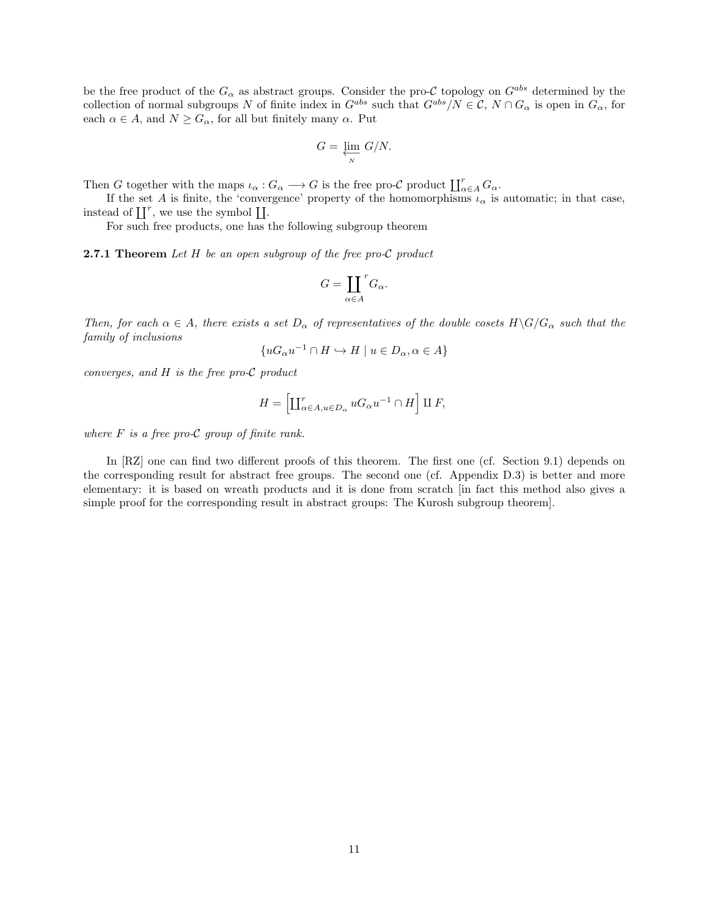be the free product of the $G_\alpha$ as abstract groups. Consider the pro-$\mathcal{C}$ topology on $G^{abs}$ determined by the collection of normal subgroups $N$ of finite index in $G^{abs}$ such that $G^{abs}/N \in \mathcal{C}$, $N \cap G_\alpha$ is open in $G_\alpha$, for each $\alpha \in A$, and $N \geq G_\alpha$, for all but finitely many $\alpha$. Put

$$G = \varprojlim_{N} G/N.$$

Then $G$ together with the maps $\iota_\alpha : G_\alpha \longrightarrow G$ is the free pro-$\mathcal{C}$ product $\coprod_{\alpha \in A}^{r} G_\alpha$.

If the set $A$ is finite, the 'convergence' property of the homomorphisms $\iota_\alpha$ is automatic; in that case, instead of $\coprod^r$, we use the symbol $\coprod$.

For such free products, one has the following subgroup theorem

**2.7.1 Theorem** *Let $H$ be an open subgroup of the free pro-$\mathcal{C}$ product*

$$G = \coprod_{\alpha \in A}^{r} G_\alpha.$$

*Then, for each $\alpha \in A$, there exists a set $D_\alpha$ of representatives of the double cosets $H\backslash G/G_\alpha$ such that the family of inclusions*

$$\{uG_\alpha u^{-1} \cap H \hookrightarrow H \mid u \in D_\alpha, \alpha \in A\}$$

*converges, and $H$ is the free pro-$\mathcal{C}$ product*

$$H = \left[\coprod_{\alpha \in A, u \in D_\alpha}^{r} uG_\alpha u^{-1} \cap H\right] \amalg F,$$

*where $F$ is a free pro-$\mathcal{C}$ group of finite rank.*

In [RZ] one can find two different proofs of this theorem. The first one (cf. Section 9.1) depends on the corresponding result for abstract free groups. The second one (cf. Appendix D.3) is better and more elementary: it is based on wreath products and it is done from scratch [in fact this method also gives a simple proof for the corresponding result in abstract groups: The Kurosh subgroup theorem].